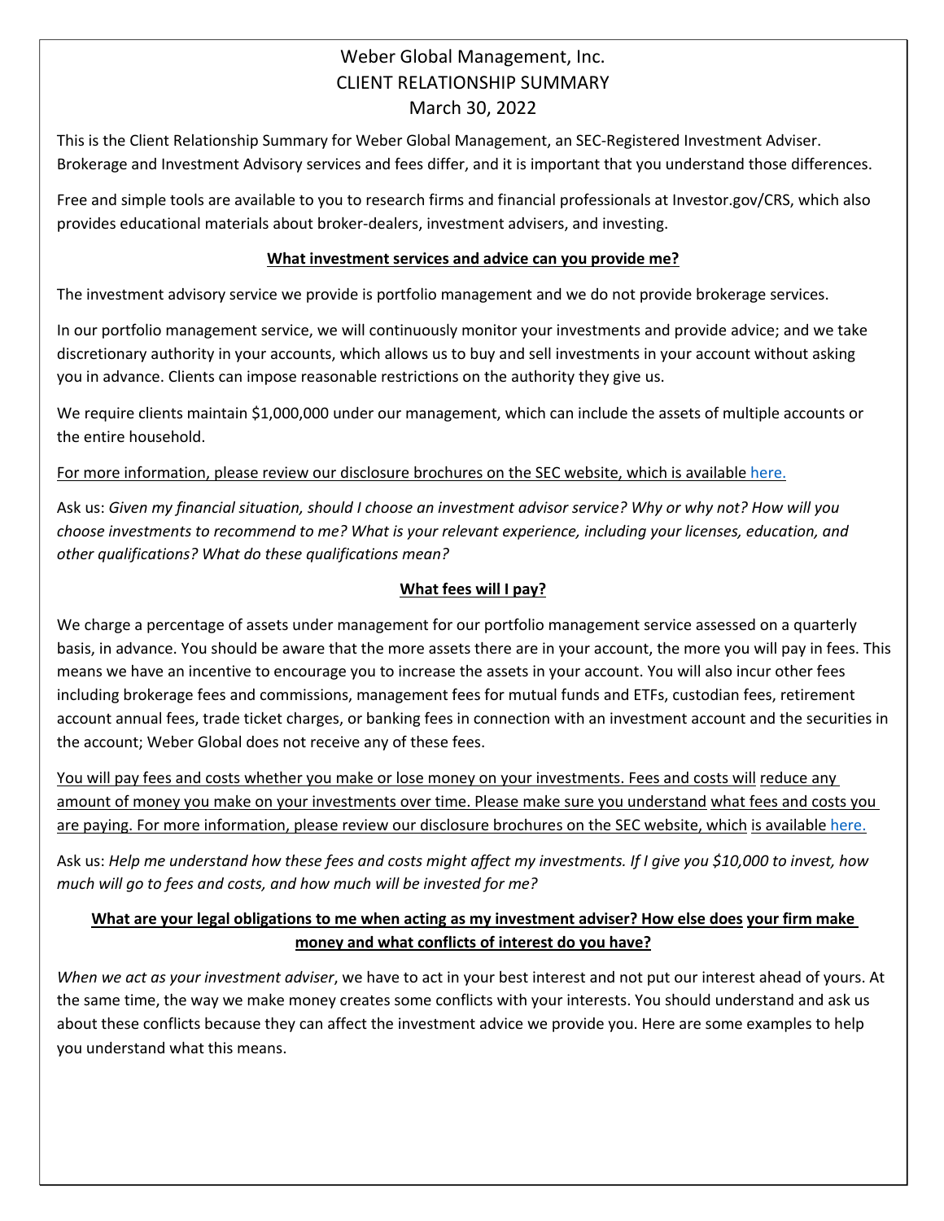# Weber Global Management, Inc.
# CLIENT RELATIONSHIP SUMMARY
# March 30, 2022

This is the Client Relationship Summary for Weber Global Management, an SEC-Registered Investment Adviser. Brokerage and Investment Advisory services and fees differ, and it is important that you understand those differences.

Free and simple tools are available to you to research firms and financial professionals at Investor.gov/CRS, which also provides educational materials about broker-dealers, investment advisers, and investing.

## What investment services and advice can you provide me?

The investment advisory service we provide is portfolio management and we do not provide brokerage services.

In our portfolio management service, we will continuously monitor your investments and provide advice; and we take discretionary authority in your accounts, which allows us to buy and sell investments in your account without asking you in advance. Clients can impose reasonable restrictions on the authority they give us.

We require clients maintain $1,000,000 under our management, which can include the assets of multiple accounts or the entire household.

For more information, please review our disclosure brochures on the SEC website, which is available here.

Ask us: *Given my financial situation, should I choose an investment advisor service? Why or why not? How will you choose investments to recommend to me? What is your relevant experience, including your licenses, education, and other qualifications? What do these qualifications mean?*

## What fees will I pay?

We charge a percentage of assets under management for our portfolio management service assessed on a quarterly basis, in advance. You should be aware that the more assets there are in your account, the more you will pay in fees. This means we have an incentive to encourage you to increase the assets in your account. You will also incur other fees including brokerage fees and commissions, management fees for mutual funds and ETFs, custodian fees, retirement account annual fees, trade ticket charges, or banking fees in connection with an investment account and the securities in the account; Weber Global does not receive any of these fees.

You will pay fees and costs whether you make or lose money on your investments. Fees and costs will reduce any amount of money you make on your investments over time. Please make sure you understand what fees and costs you are paying. For more information, please review our disclosure brochures on the SEC website, which is available here.

Ask us: *Help me understand how these fees and costs might affect my investments. If I give you $10,000 to invest, how much will go to fees and costs, and how much will be invested for me?*

## What are your legal obligations to me when acting as my investment adviser? How else does your firm make money and what conflicts of interest do you have?

*When we act as your investment adviser*, we have to act in your best interest and not put our interest ahead of yours. At the same time, the way we make money creates some conflicts with your interests. You should understand and ask us about these conflicts because they can affect the investment advice we provide you. Here are some examples to help you understand what this means.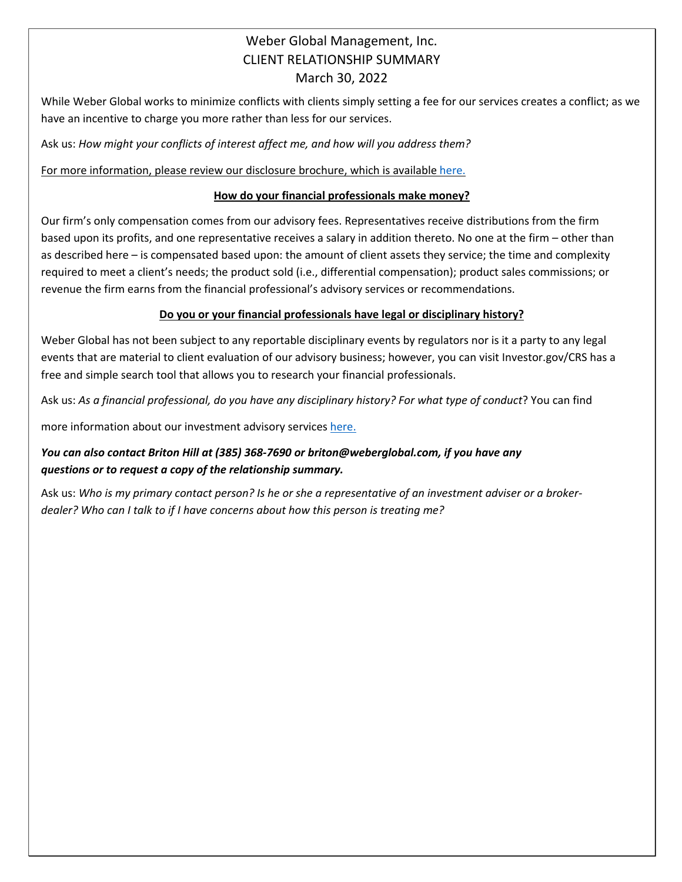Weber Global Management, Inc.
CLIENT RELATIONSHIP SUMMARY
March 30, 2022

While Weber Global works to minimize conflicts with clients simply setting a fee for our services creates a conflict; as we have an incentive to charge you more rather than less for our services.

Ask us: *How might your conflicts of interest affect me, and how will you address them?*

For more information, please review our disclosure brochure, which is available here.

**How do your financial professionals make money?**

Our firm's only compensation comes from our advisory fees. Representatives receive distributions from the firm based upon its profits, and one representative receives a salary in addition thereto. No one at the firm – other than as described here – is compensated based upon: the amount of client assets they service; the time and complexity required to meet a client's needs; the product sold (i.e., differential compensation); product sales commissions; or revenue the firm earns from the financial professional's advisory services or recommendations.

**Do you or your financial professionals have legal or disciplinary history?**

Weber Global has not been subject to any reportable disciplinary events by regulators nor is it a party to any legal events that are material to client evaluation of our advisory business; however, you can visit Investor.gov/CRS has a free and simple search tool that allows you to research your financial professionals.

Ask us: *As a financial professional, do you have any disciplinary history? For what type of conduct*? You can find more information about our investment advisory services here.

***You can also contact Briton Hill at (385) 368-7690 or briton@weberglobal.com, if you have any questions or to request a copy of the relationship summary.***

Ask us: *Who is my primary contact person? Is he or she a representative of an investment adviser or a broker-dealer? Who can I talk to if I have concerns about how this person is treating me?*